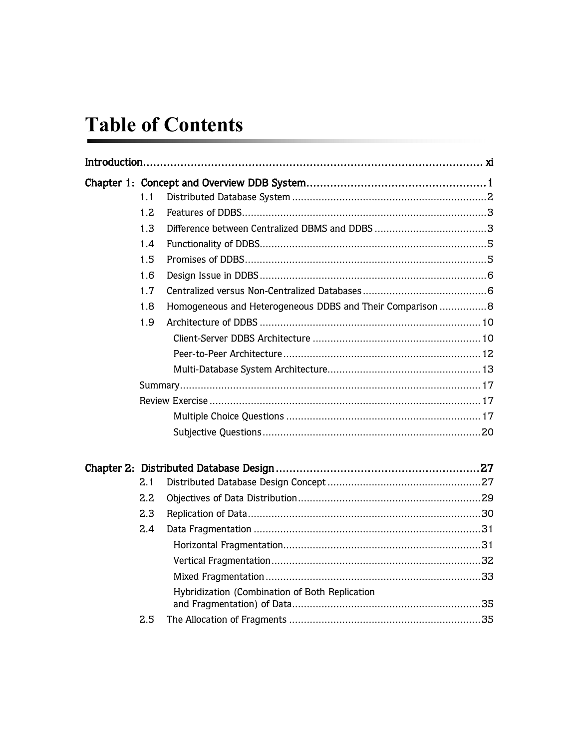# Table of Contents

**Introduction** ........ xi

**Chapter 1: Concept and Overview DDB System** ........ 1

- 1.1 Distributed Database System ........ 2
- 1.2 Features of DDBS ........ 3
- 1.3 Difference between Centralized DBMS and DDBS ........ 3
- 1.4 Functionality of DDBS ........ 5
- 1.5 Promises of DDBS ........ 5
- 1.6 Design Issue in DDBS ........ 6
- 1.7 Centralized versus Non-Centralized Databases ........ 6
- 1.8 Homogeneous and Heterogeneous DDBS and Their Comparison ........ 8
- 1.9 Architecture of DDBS ........ 10
  - Client-Server DDBS Architecture ........ 10
  - Peer-to-Peer Architecture ........ 12
  - Multi-Database System Architecture ........ 13
- Summary ........ 17
- Review Exercise ........ 17
  - Multiple Choice Questions ........ 17
  - Subjective Questions ........ 20

**Chapter 2: Distributed Database Design** ........ 27

- 2.1 Distributed Database Design Concept ........ 27
- 2.2 Objectives of Data Distribution ........ 29
- 2.3 Replication of Data ........ 30
- 2.4 Data Fragmentation ........ 31
  - Horizontal Fragmentation ........ 31
  - Vertical Fragmentation ........ 32
  - Mixed Fragmentation ........ 33
  - Hybridization (Combination of Both Replication and Fragmentation) of Data ........ 35
- 2.5 The Allocation of Fragments ........ 35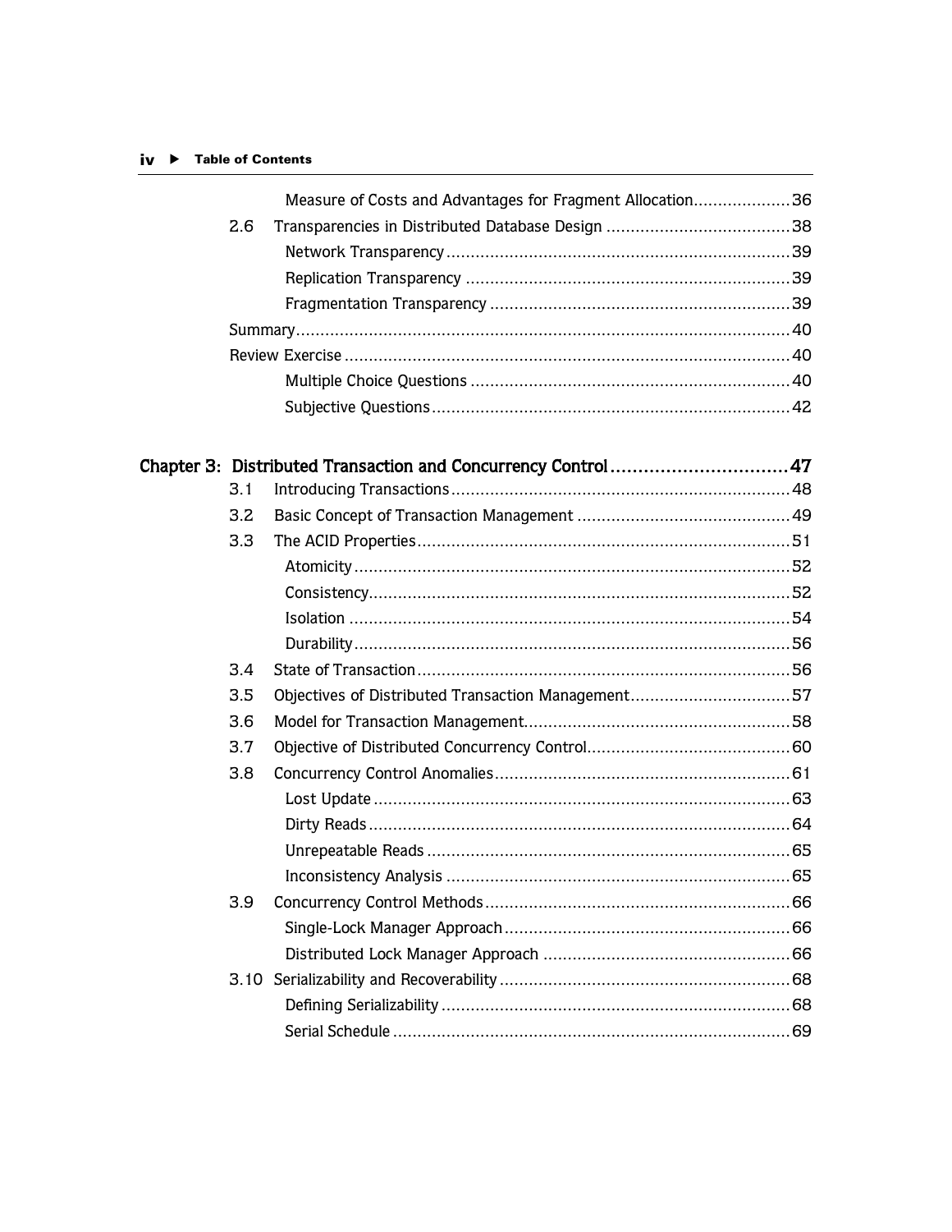- Measure of Costs and Advantages for Fragment Allocation .................... 36
- 2.6 Transparencies in Distributed Database Design ...................................... 38
  - Network Transparency ....................................................................... 39
  - Replication Transparency .................................................................. 39
  - Fragmentation Transparency ............................................................. 39
- Summary ..................................................................................................... 40
- Review Exercise ........................................................................................... 40
  - Multiple Choice Questions ................................................................. 40
  - Subjective Questions .......................................................................... 42

**Chapter 3: Distributed Transaction and Concurrency Control ................................ 47**

- 3.1 Introducing Transactions ..................................................................... 48
- 3.2 Basic Concept of Transaction Management ............................................ 49
- 3.3 The ACID Properties ............................................................................ 51
  - Atomicity .......................................................................................... 52
  - Consistency ....................................................................................... 52
  - Isolation ........................................................................................... 54
  - Durability .......................................................................................... 56
- 3.4 State of Transaction ............................................................................. 56
- 3.5 Objectives of Distributed Transaction Management ................................. 57
- 3.6 Model for Transaction Management ....................................................... 58
- 3.7 Objective of Distributed Concurrency Control .......................................... 60
- 3.8 Concurrency Control Anomalies ............................................................. 61
  - Lost Update ...................................................................................... 63
  - Dirty Reads ....................................................................................... 64
  - Unrepeatable Reads ........................................................................... 65
  - Inconsistency Analysis ....................................................................... 65
- 3.9 Concurrency Control Methods ............................................................... 66
  - Single-Lock Manager Approach ........................................................... 66
  - Distributed Lock Manager Approach ................................................... 66
- 3.10 Serializability and Recoverability ........................................................... 68
  - Defining Serializability ........................................................................ 68
  - Serial Schedule .................................................................................. 69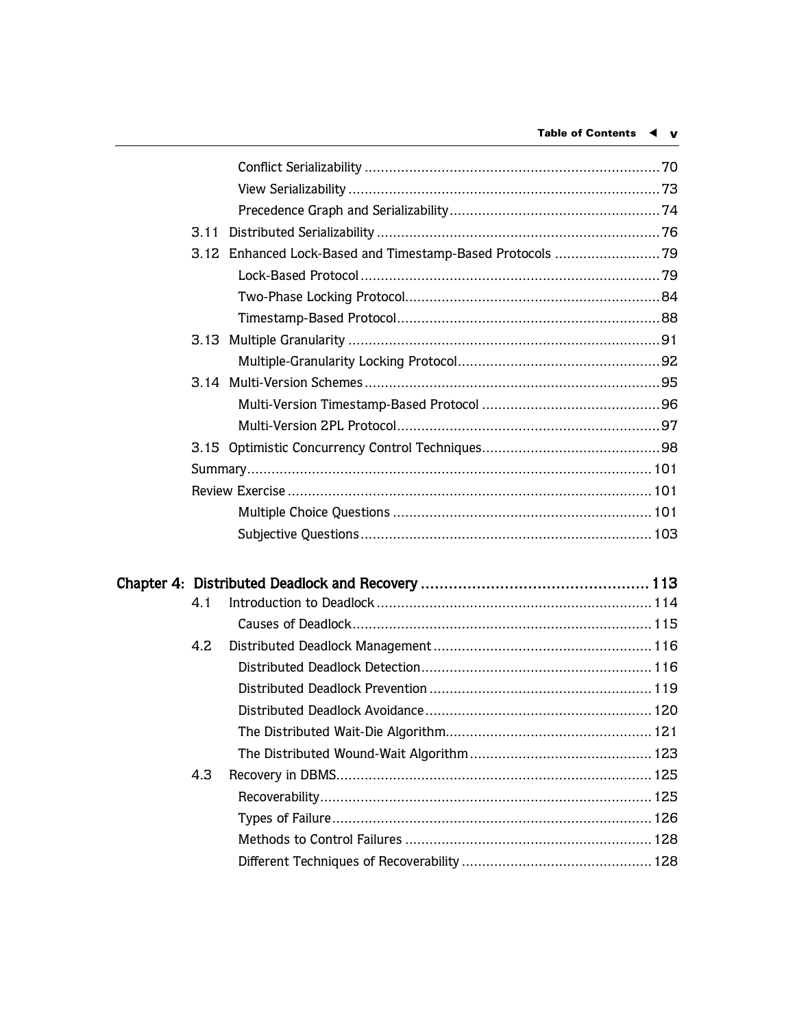Conflict Serializability ........................................................................ 70

View Serializability ............................................................................ 73

Precedence Graph and Serializability .................................................. 74

3.11 Distributed Serializability ..................................................................... 76

3.12 Enhanced Lock-Based and Timestamp-Based Protocols .......................... 79

Lock-Based Protocol ......................................................................... 79

Two-Phase Locking Protocol .............................................................. 84

Timestamp-Based Protocol ................................................................ 88

3.13 Multiple Granularity ............................................................................ 91

Multiple-Granularity Locking Protocol ................................................. 92

3.14 Multi-Version Schemes ........................................................................ 95

Multi-Version Timestamp-Based Protocol ............................................ 96

Multi-Version 2PL Protocol ................................................................ 97

3.15 Optimistic Concurrency Control Techniques ............................................ 98

Summary ................................................................................................. 101

Review Exercise ........................................................................................ 101

Multiple Choice Questions ............................................................... 101

Subjective Questions ....................................................................... 103

**Chapter 4: Distributed Deadlock and Recovery ................................................ 113**

4.1 Introduction to Deadlock ..................................................................... 114

Causes of Deadlock ......................................................................... 115

4.2 Distributed Deadlock Management ...................................................... 116

Distributed Deadlock Detection ......................................................... 116

Distributed Deadlock Prevention ....................................................... 119

Distributed Deadlock Avoidance ........................................................ 120

The Distributed Wait-Die Algorithm ................................................... 121

The Distributed Wound-Wait Algorithm ............................................. 123

4.3 Recovery in DBMS ............................................................................. 125

Recoverability ................................................................................. 125

Types of Failure .............................................................................. 126

Methods to Control Failures ............................................................. 128

Different Techniques of Recoverability ............................................... 128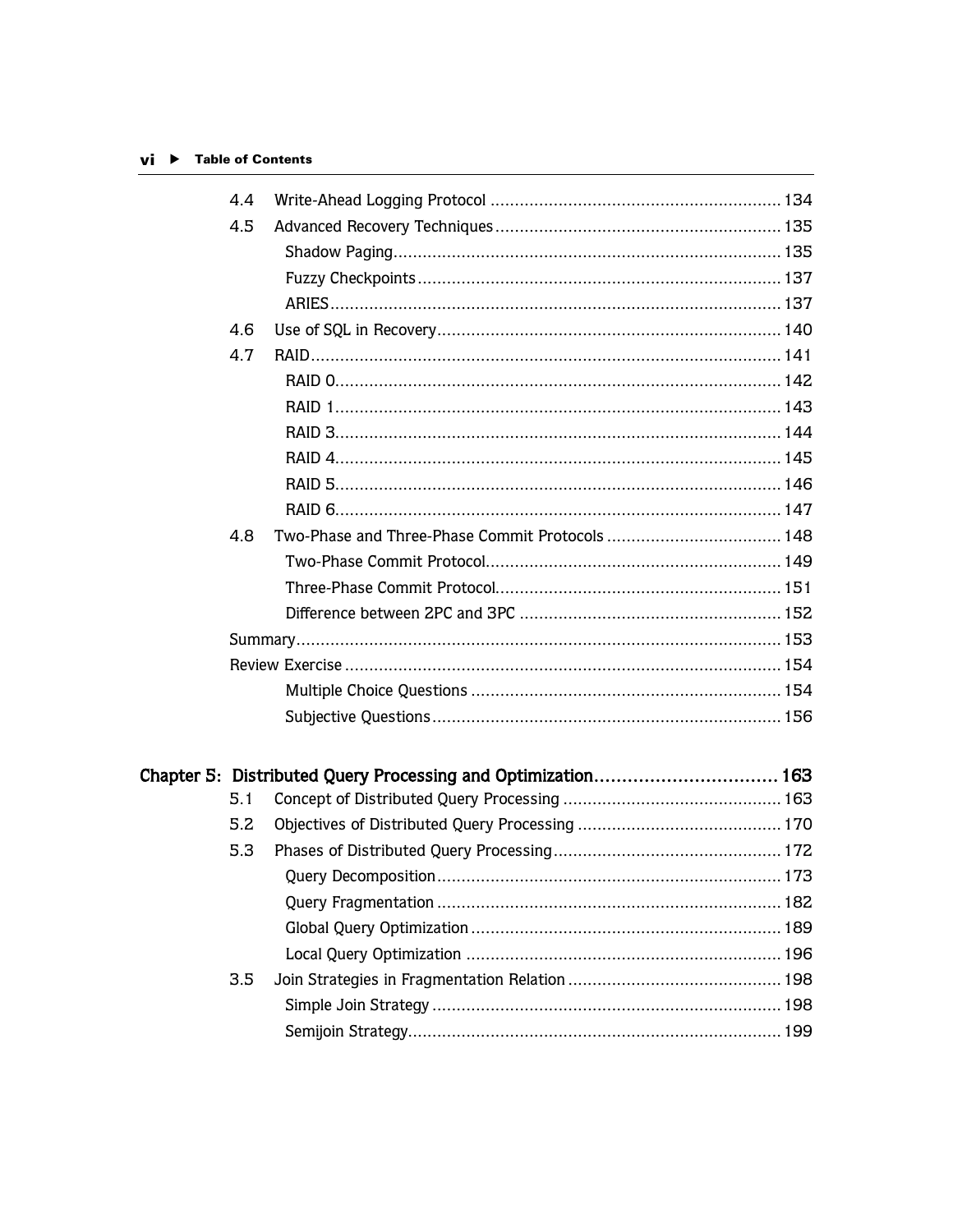| | | |
|---|---|---|
| 4.4 | Write-Ahead Logging Protocol | 134 |
| 4.5 | Advanced Recovery Techniques | 135 |
| | Shadow Paging | 135 |
| | Fuzzy Checkpoints | 137 |
| | ARIES | 137 |
| 4.6 | Use of SQL in Recovery | 140 |
| 4.7 | RAID | 141 |
| | RAID 0 | 142 |
| | RAID 1 | 143 |
| | RAID 3 | 144 |
| | RAID 4 | 145 |
| | RAID 5 | 146 |
| | RAID 6 | 147 |
| 4.8 | Two-Phase and Three-Phase Commit Protocols | 148 |
| | Two-Phase Commit Protocol | 149 |
| | Three-Phase Commit Protocol | 151 |
| | Difference between 2PC and 3PC | 152 |
| Summary | | 153 |
| Review Exercise | | 154 |
| | Multiple Choice Questions | 154 |
| | Subjective Questions | 156 |

## Chapter 5: Distributed Query Processing and Optimization ... 163

| | | |
|---|---|---|
| 5.1 | Concept of Distributed Query Processing | 163 |
| 5.2 | Objectives of Distributed Query Processing | 170 |
| 5.3 | Phases of Distributed Query Processing | 172 |
| | Query Decomposition | 173 |
| | Query Fragmentation | 182 |
| | Global Query Optimization | 189 |
| | Local Query Optimization | 196 |
| 3.5 | Join Strategies in Fragmentation Relation | 198 |
| | Simple Join Strategy | 198 |
| | Semijoin Strategy | 199 |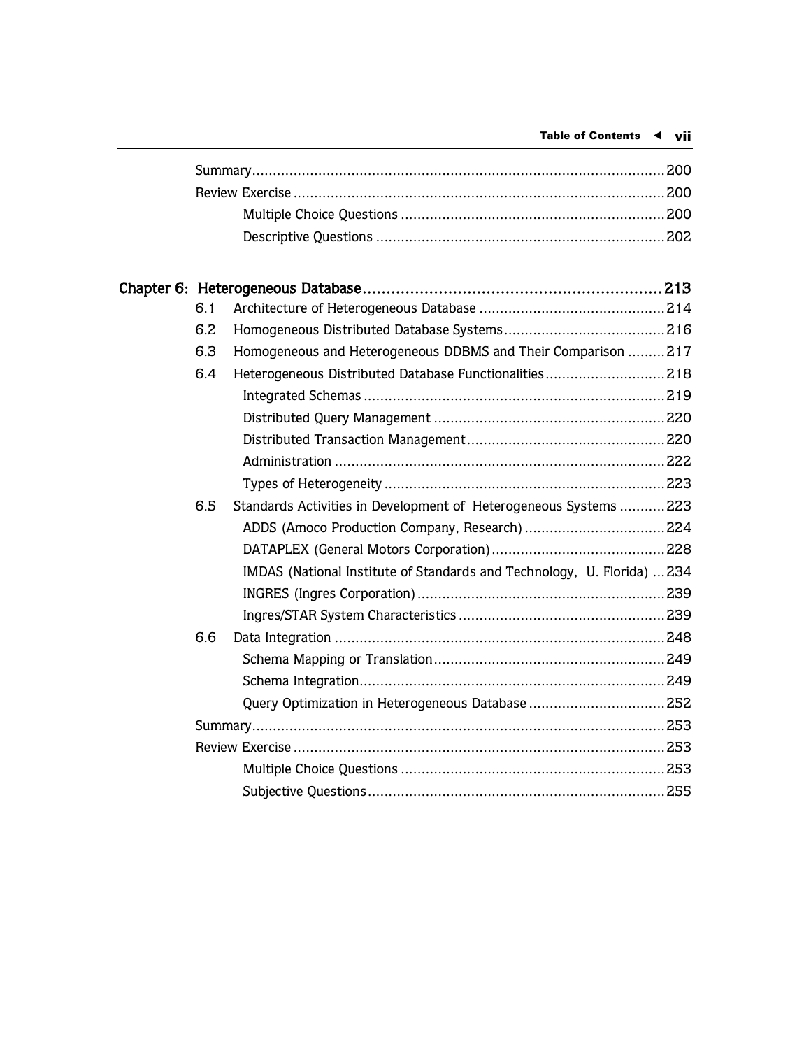Summary .......... 200

Review Exercise .......... 200

- Multiple Choice Questions .......... 200
- Descriptive Questions .......... 202

## Chapter 6: Heterogeneous Database .......... 213

- 6.1 Architecture of Heterogeneous Database .......... 214
- 6.2 Homogeneous Distributed Database Systems .......... 216
- 6.3 Homogeneous and Heterogeneous DDBMS and Their Comparison .......... 217
- 6.4 Heterogeneous Distributed Database Functionalities .......... 218
  - Integrated Schemas .......... 219
  - Distributed Query Management .......... 220
  - Distributed Transaction Management .......... 220
  - Administration .......... 222
  - Types of Heterogeneity .......... 223
- 6.5 Standards Activities in Development of Heterogeneous Systems .......... 223
  - ADDS (Amoco Production Company, Research) .......... 224
  - DATAPLEX (General Motors Corporation) .......... 228
  - IMDAS (National Institute of Standards and Technology, U. Florida) .......... 234
  - INGRES (Ingres Corporation) .......... 239
  - Ingres/STAR System Characteristics .......... 239
- 6.6 Data Integration .......... 248
  - Schema Mapping or Translation .......... 249
  - Schema Integration .......... 249
  - Query Optimization in Heterogeneous Database .......... 252

Summary .......... 253

Review Exercise .......... 253

- Multiple Choice Questions .......... 253
- Subjective Questions .......... 255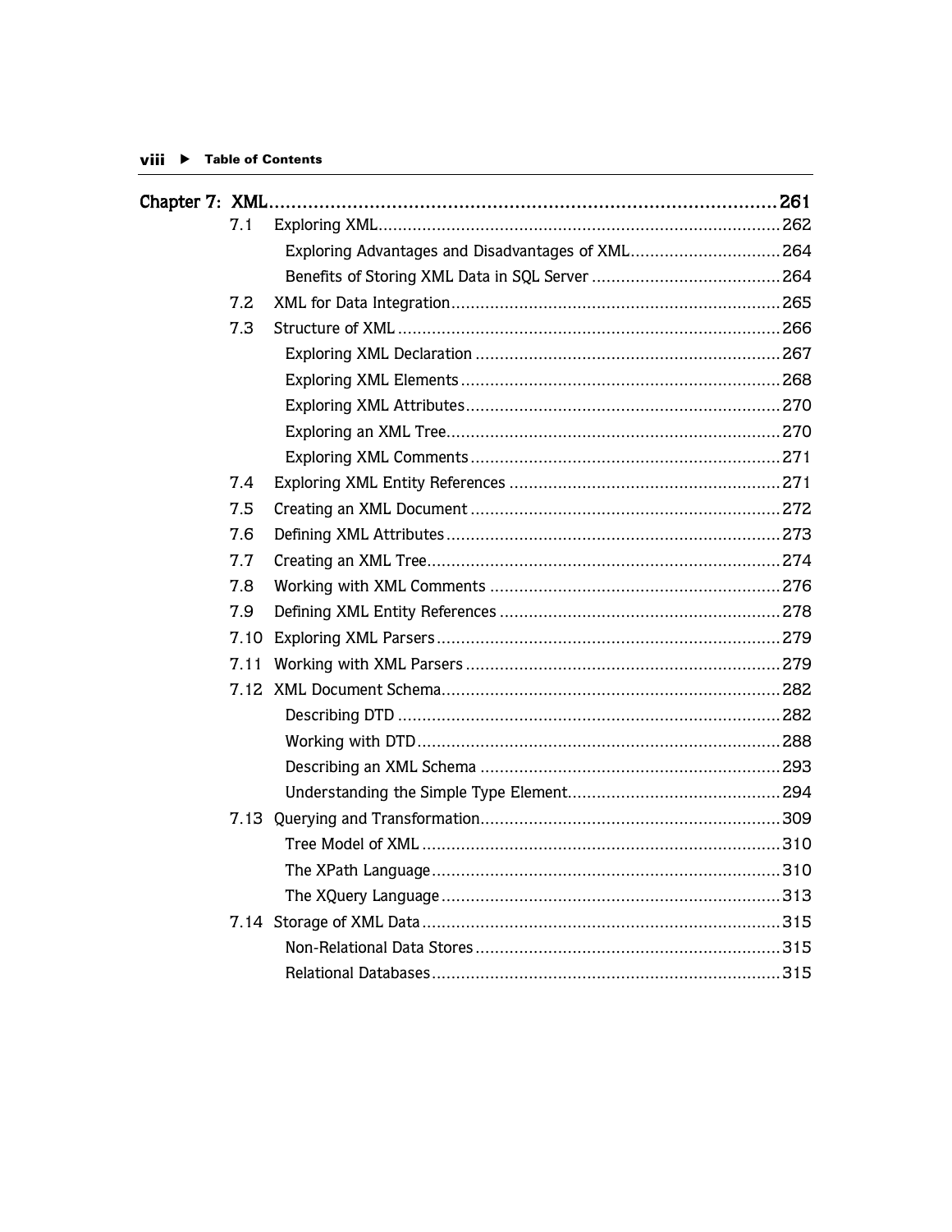## Chapter 7: XML .......... 261

- 7.1 Exploring XML .......... 262
  - Exploring Advantages and Disadvantages of XML .......... 264
  - Benefits of Storing XML Data in SQL Server .......... 264
- 7.2 XML for Data Integration .......... 265
- 7.3 Structure of XML .......... 266
  - Exploring XML Declaration .......... 267
  - Exploring XML Elements .......... 268
  - Exploring XML Attributes .......... 270
  - Exploring an XML Tree .......... 270
  - Exploring XML Comments .......... 271
- 7.4 Exploring XML Entity References .......... 271
- 7.5 Creating an XML Document .......... 272
- 7.6 Defining XML Attributes .......... 273
- 7.7 Creating an XML Tree .......... 274
- 7.8 Working with XML Comments .......... 276
- 7.9 Defining XML Entity References .......... 278
- 7.10 Exploring XML Parsers .......... 279
- 7.11 Working with XML Parsers .......... 279
- 7.12 XML Document Schema .......... 282
  - Describing DTD .......... 282
  - Working with DTD .......... 288
  - Describing an XML Schema .......... 293
  - Understanding the Simple Type Element .......... 294
- 7.13 Querying and Transformation .......... 309
  - Tree Model of XML .......... 310
  - The XPath Language .......... 310
  - The XQuery Language .......... 313
- 7.14 Storage of XML Data .......... 315
  - Non-Relational Data Stores .......... 315
  - Relational Databases .......... 315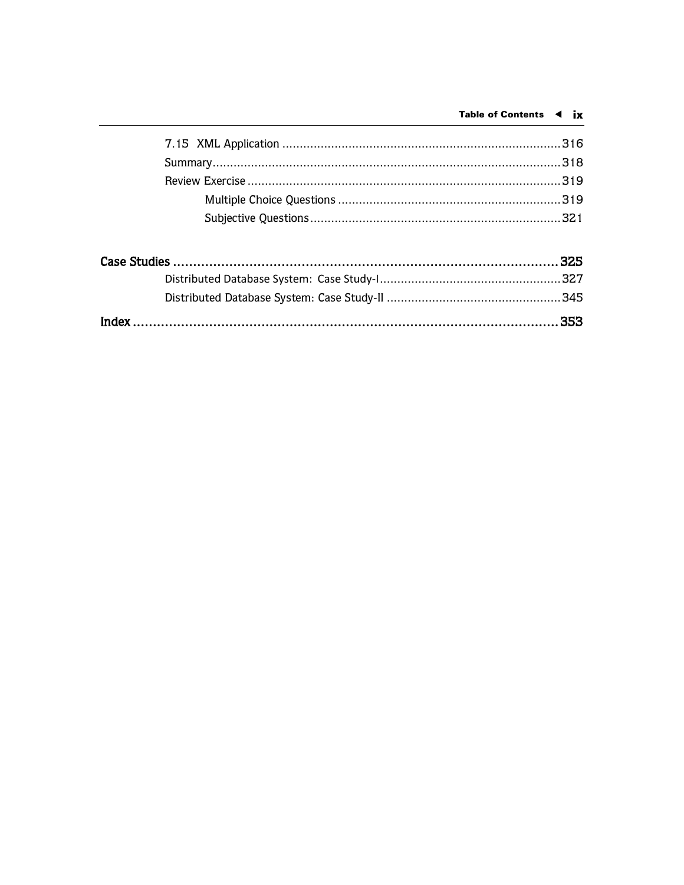7.15 XML Application ................................................................................ 316

Summary.................................................................................................. 318

Review Exercise ........................................................................................ 319

Multiple Choice Questions ................................................................ 319

Subjective Questions ......................................................................... 321

**Case Studies ................................................................................................ 325**

Distributed Database System: Case Study-I.................................................. 327

Distributed Database System: Case Study-II ................................................ 345

**Index ......................................................................................................... 353**